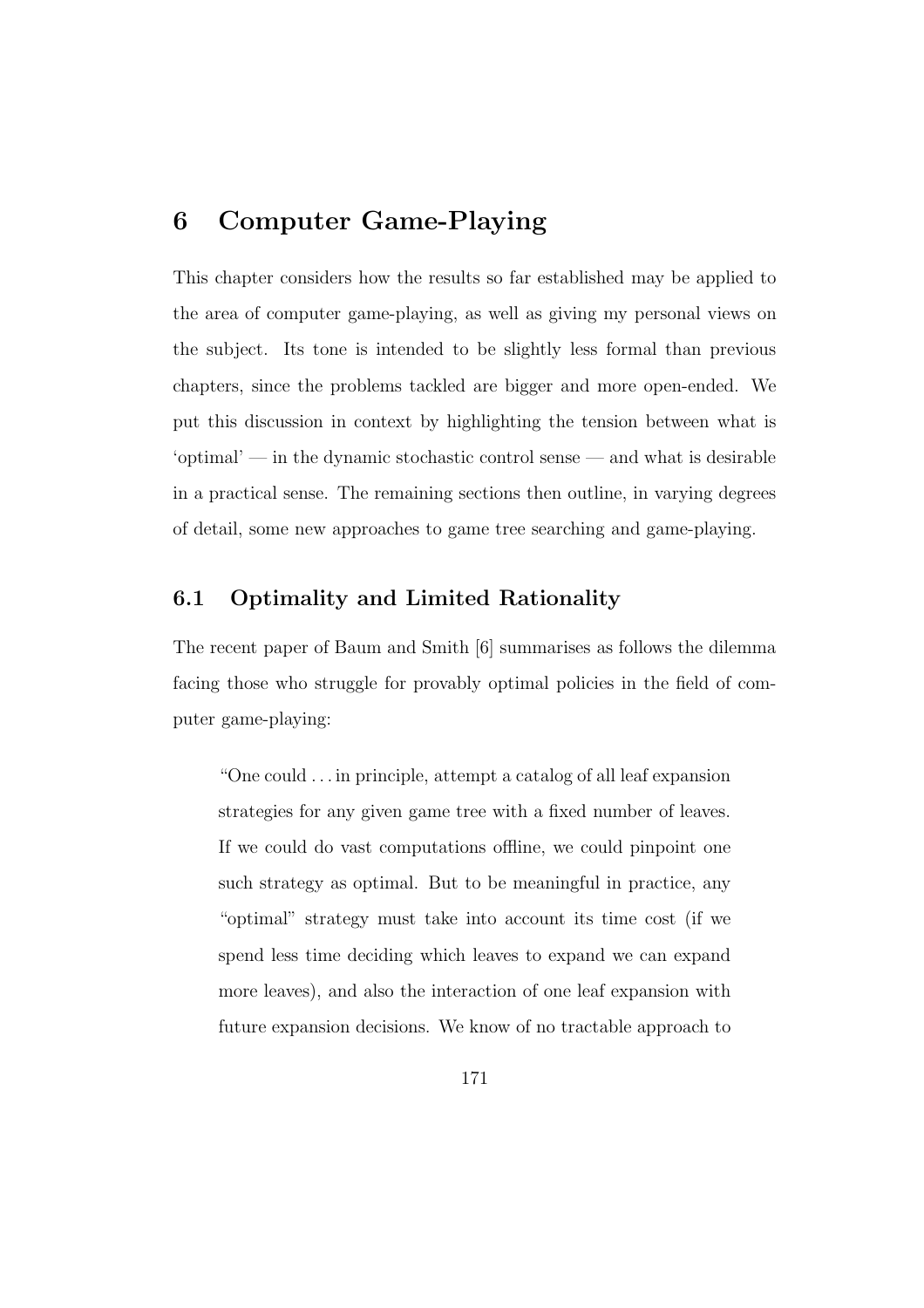# 6 Computer Game-Playing

This chapter considers how the results so far established may be applied to the area of computer game-playing, as well as giving my personal views on the subject. Its tone is intended to be slightly less formal than previous chapters, since the problems tackled are bigger and more open-ended. We put this discussion in context by highlighting the tension between what is 'optimal' — in the dynamic stochastic control sense — and what is desirable in a practical sense. The remaining sections then outline, in varying degrees of detail, some new approaches to game tree searching and game-playing.

## 6.1 Optimality and Limited Rationality

The recent paper of Baum and Smith [6] summarises as follows the dilemma facing those who struggle for provably optimal policies in the field of computer game-playing:

> "One could . . . in principle, attempt a catalog of all leaf expansion strategies for any given game tree with a fixed number of leaves. If we could do vast computations offline, we could pinpoint one such strategy as optimal. But to be meaningful in practice, any "optimal" strategy must take into account its time cost (if we spend less time deciding which leaves to expand we can expand more leaves), and also the interaction of one leaf expansion with future expansion decisions. We know of no tractable approach to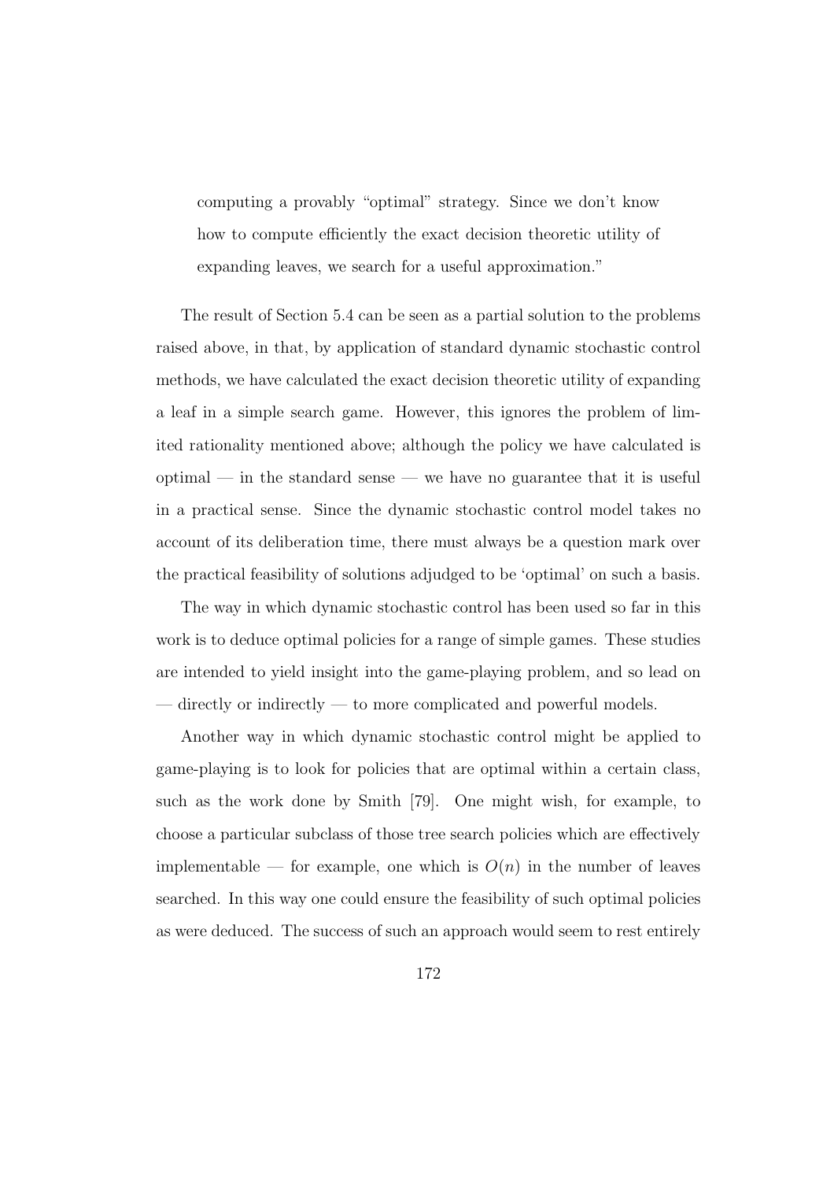> computing a provably "optimal" strategy. Since we don't know how to compute efficiently the exact decision theoretic utility of expanding leaves, we search for a useful approximation."

The result of Section 5.4 can be seen as a partial solution to the problems raised above, in that, by application of standard dynamic stochastic control methods, we have calculated the exact decision theoretic utility of expanding a leaf in a simple search game. However, this ignores the problem of limited rationality mentioned above; although the policy we have calculated is optimal — in the standard sense — we have no guarantee that it is useful in a practical sense. Since the dynamic stochastic control model takes no account of its deliberation time, there must always be a question mark over the practical feasibility of solutions adjudged to be 'optimal' on such a basis.

The way in which dynamic stochastic control has been used so far in this work is to deduce optimal policies for a range of simple games. These studies are intended to yield insight into the game-playing problem, and so lead on — directly or indirectly — to more complicated and powerful models.

Another way in which dynamic stochastic control might be applied to game-playing is to look for policies that are optimal within a certain class, such as the work done by Smith [79]. One might wish, for example, to choose a particular subclass of those tree search policies which are effectively implementable — for example, one which is $O(n)$ in the number of leaves searched. In this way one could ensure the feasibility of such optimal policies as were deduced. The success of such an approach would seem to rest entirely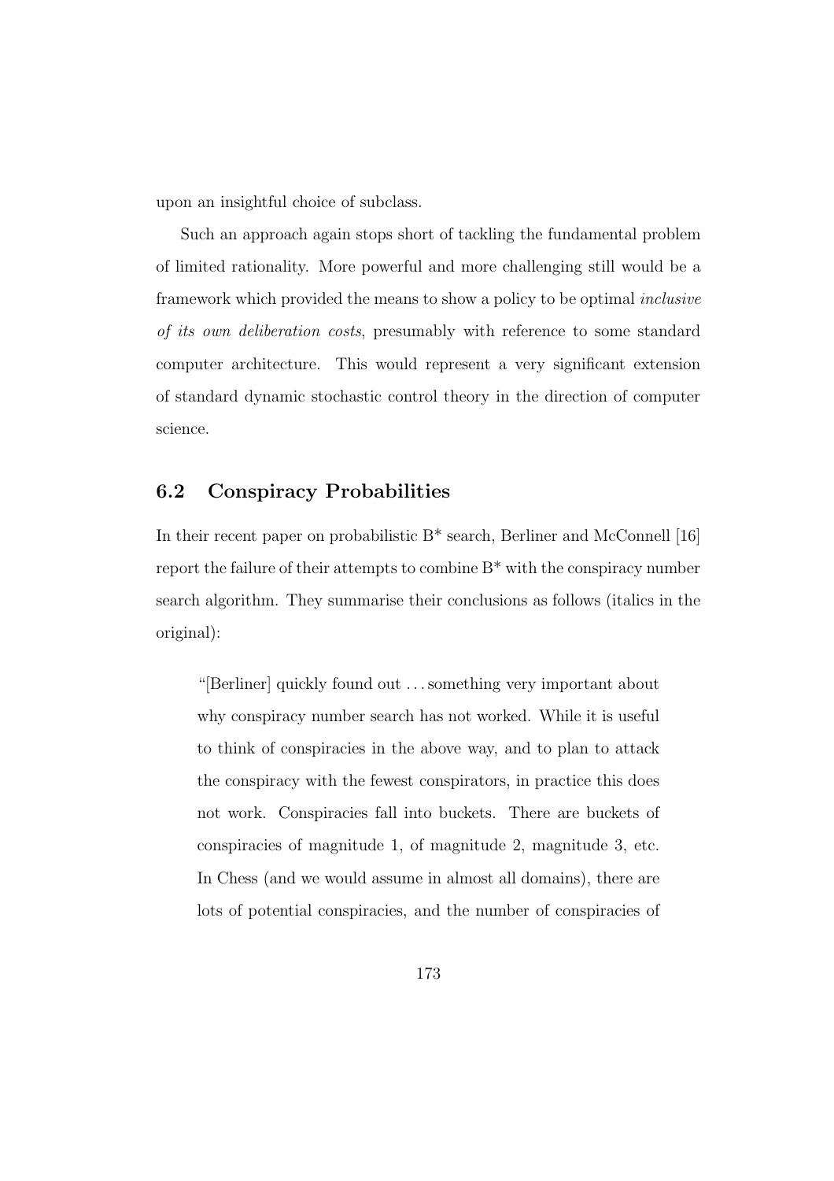upon an insightful choice of subclass.

Such an approach again stops short of tackling the fundamental problem of limited rationality. More powerful and more challenging still would be a framework which provided the means to show a policy to be optimal *inclusive of its own deliberation costs*, presumably with reference to some standard computer architecture. This would represent a very significant extension of standard dynamic stochastic control theory in the direction of computer science.

## 6.2 Conspiracy Probabilities

In their recent paper on probabilistic B* search, Berliner and McConnell [16] report the failure of their attempts to combine B* with the conspiracy number search algorithm. They summarise their conclusions as follows (italics in the original):

> "[Berliner] quickly found out . . . something very important about why conspiracy number search has not worked. While it is useful to think of conspiracies in the above way, and to plan to attack the conspiracy with the fewest conspirators, in practice this does not work. Conspiracies fall into buckets. There are buckets of conspiracies of magnitude 1, of magnitude 2, magnitude 3, etc. In Chess (and we would assume in almost all domains), there are lots of potential conspiracies, and the number of conspiracies of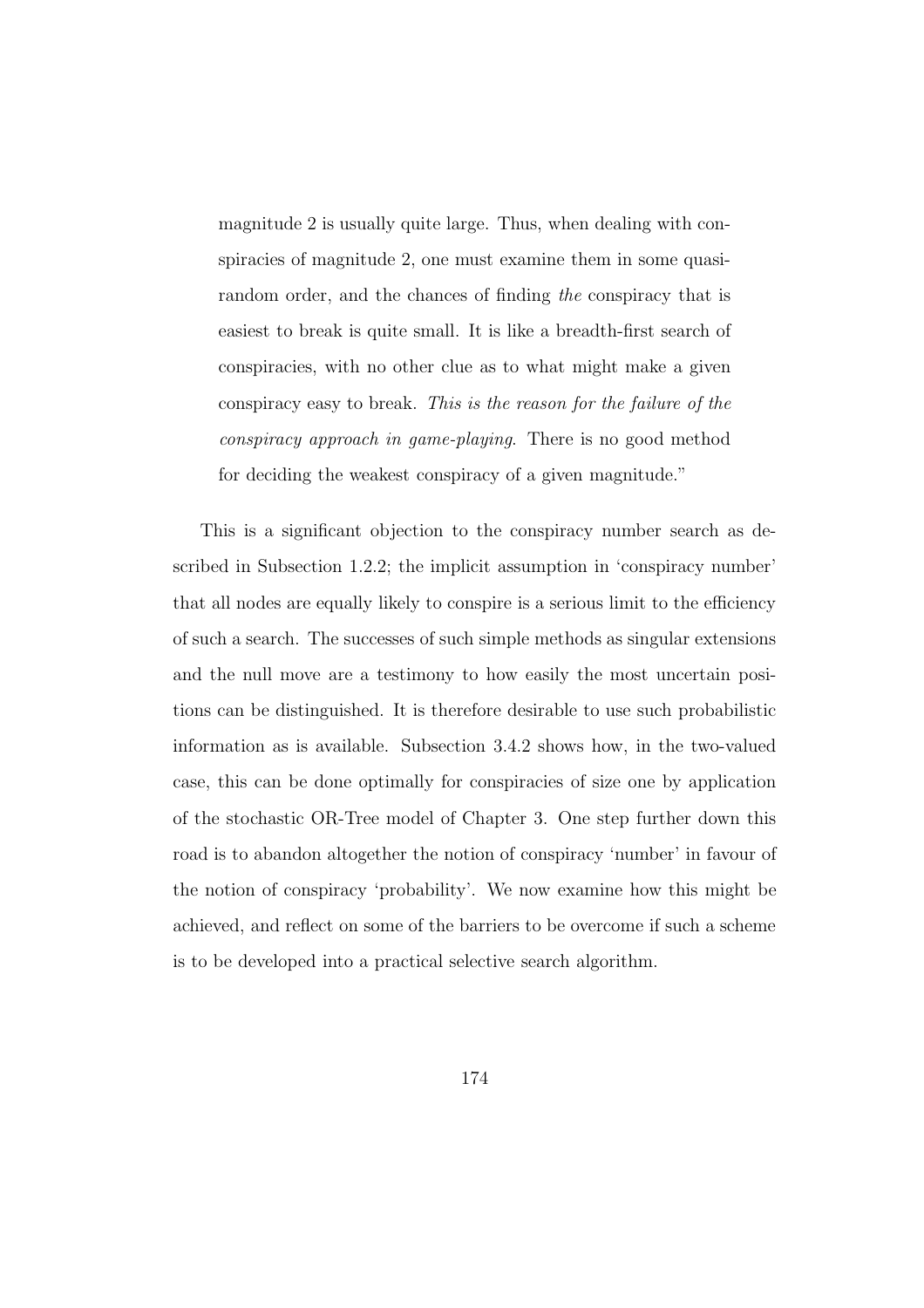magnitude 2 is usually quite large. Thus, when dealing with conspiracies of magnitude 2, one must examine them in some quasi-random order, and the chances of finding *the* conspiracy that is easiest to break is quite small. It is like a breadth-first search of conspiracies, with no other clue as to what might make a given conspiracy easy to break. *This is the reason for the failure of the conspiracy approach in game-playing*. There is no good method for deciding the weakest conspiracy of a given magnitude."

This is a significant objection to the conspiracy number search as described in Subsection 1.2.2; the implicit assumption in 'conspiracy number' that all nodes are equally likely to conspire is a serious limit to the efficiency of such a search. The successes of such simple methods as singular extensions and the null move are a testimony to how easily the most uncertain positions can be distinguished. It is therefore desirable to use such probabilistic information as is available. Subsection 3.4.2 shows how, in the two-valued case, this can be done optimally for conspiracies of size one by application of the stochastic OR-Tree model of Chapter 3. One step further down this road is to abandon altogether the notion of conspiracy 'number' in favour of the notion of conspiracy 'probability'. We now examine how this might be achieved, and reflect on some of the barriers to be overcome if such a scheme is to be developed into a practical selective search algorithm.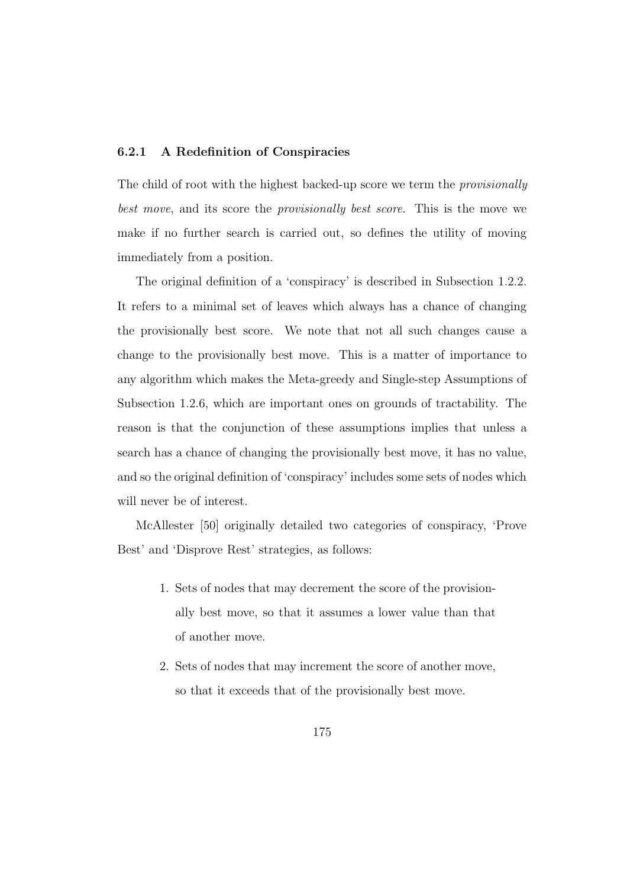### 6.2.1 A Redefinition of Conspiracies

The child of root with the highest backed-up score we term the *provisionally best move*, and its score the *provisionally best score*. This is the move we make if no further search is carried out, so defines the utility of moving immediately from a position.

The original definition of a 'conspiracy' is described in Subsection 1.2.2. It refers to a minimal set of leaves which always has a chance of changing the provisionally best score. We note that not all such changes cause a change to the provisionally best move. This is a matter of importance to any algorithm which makes the Meta-greedy and Single-step Assumptions of Subsection 1.2.6, which are important ones on grounds of tractability. The reason is that the conjunction of these assumptions implies that unless a search has a chance of changing the provisionally best move, it has no value, and so the original definition of 'conspiracy' includes some sets of nodes which will never be of interest.

McAllester [50] originally detailed two categories of conspiracy, 'Prove Best' and 'Disprove Rest' strategies, as follows:

1. Sets of nodes that may decrement the score of the provisionally best move, so that it assumes a lower value than that of another move.
2. Sets of nodes that may increment the score of another move, so that it exceeds that of the provisionally best move.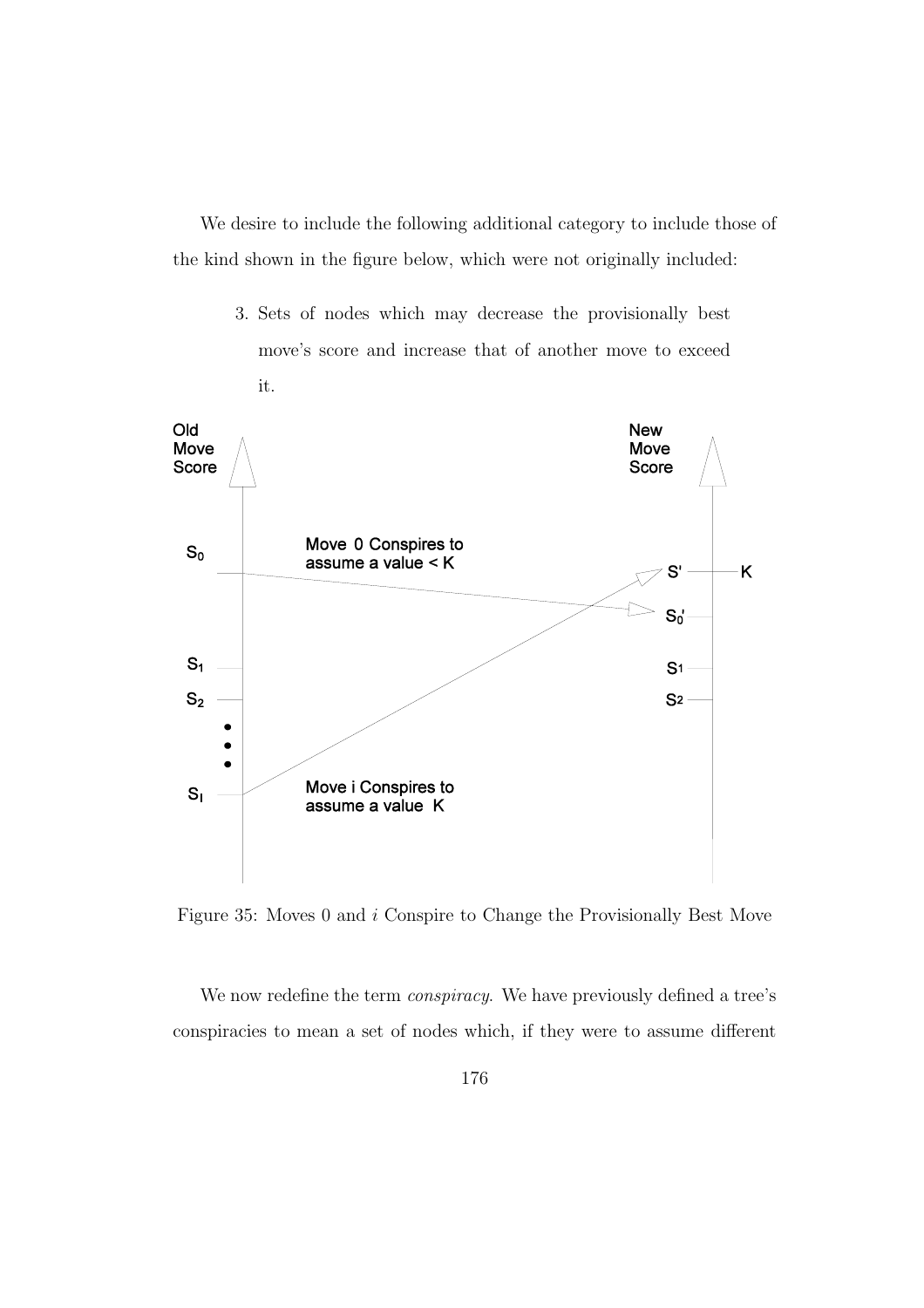We desire to include the following additional category to include those of the kind shown in the figure below, which were not originally included:

3. Sets of nodes which may decrease the provisionally best move's score and increase that of another move to exceed it.

Figure 35: Moves 0 and $i$ Conspire to Change the Provisionally Best Move

We now redefine the term *conspiracy*. We have previously defined a tree's conspiracies to mean a set of nodes which, if they were to assume different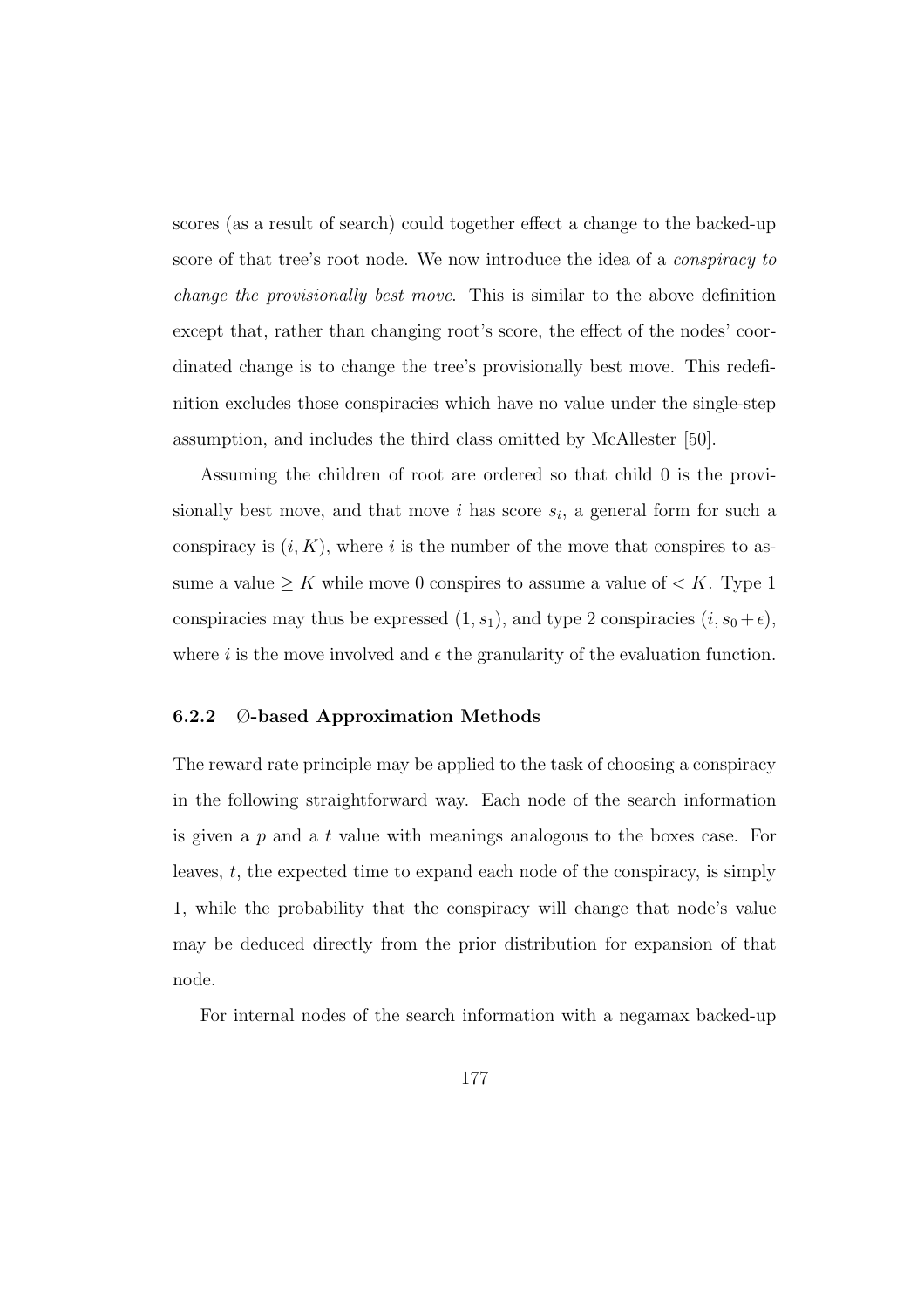scores (as a result of search) could together effect a change to the backed-up score of that tree's root node. We now introduce the idea of a *conspiracy to change the provisionally best move*. This is similar to the above definition except that, rather than changing root's score, the effect of the nodes' coordinated change is to change the tree's provisionally best move. This redefinition excludes those conspiracies which have no value under the single-step assumption, and includes the third class omitted by McAllester [50].

Assuming the children of root are ordered so that child 0 is the provisionally best move, and that move $i$ has score $s_i$, a general form for such a conspiracy is $(i, K)$, where $i$ is the number of the move that conspires to assume a value $\geq K$ while move 0 conspires to assume a value of $< K$. Type 1 conspiracies may thus be expressed $(1, s_1)$, and type 2 conspiracies $(i, s_0 + \epsilon)$, where $i$ is the move involved and $\epsilon$ the granularity of the evaluation function.

### 6.2.2 ∅-based Approximation Methods

The reward rate principle may be applied to the task of choosing a conspiracy in the following straightforward way. Each node of the search information is given a $p$ and a $t$ value with meanings analogous to the boxes case. For leaves, $t$, the expected time to expand each node of the conspiracy, is simply 1, while the probability that the conspiracy will change that node's value may be deduced directly from the prior distribution for expansion of that node.

For internal nodes of the search information with a negamax backed-up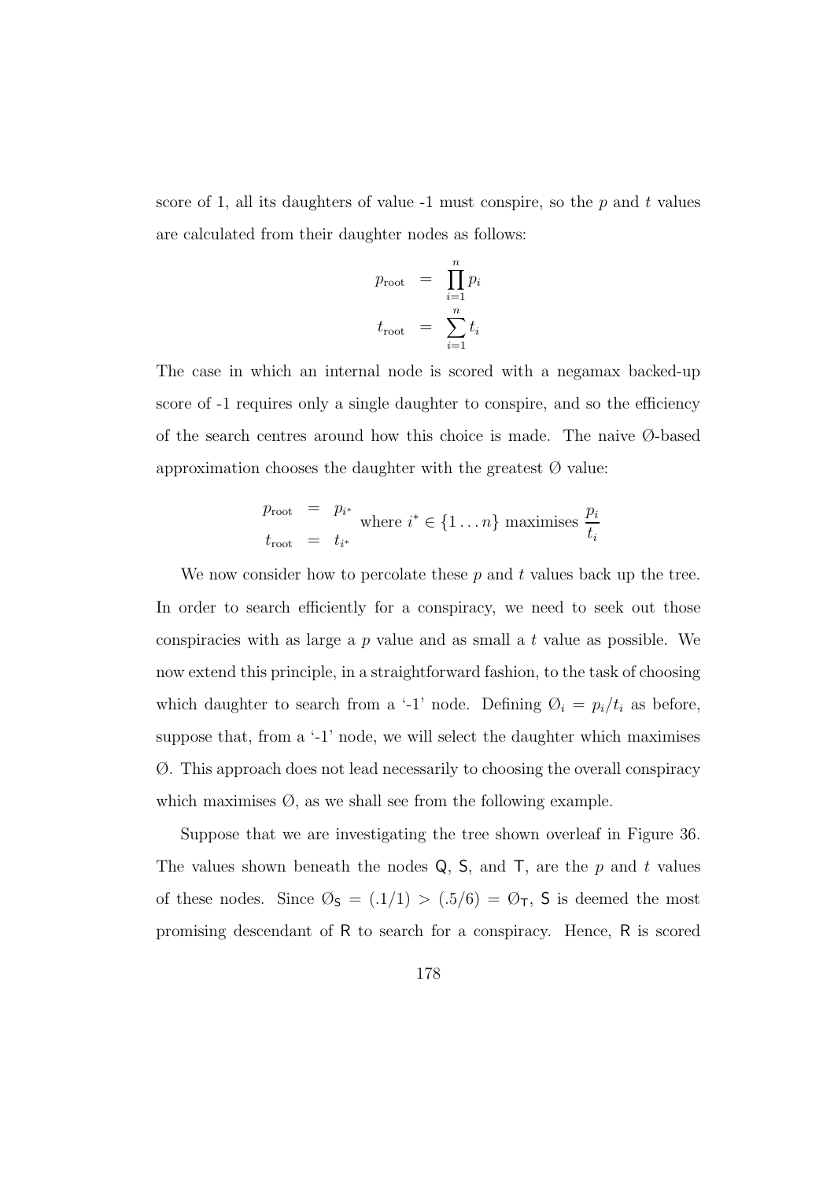score of 1, all its daughters of value -1 must conspire, so the $p$ and $t$ values are calculated from their daughter nodes as follows:

$$
\begin{aligned}
p_{\text{root}} &= \prod_{i=1}^{n} p_i \\
t_{\text{root}} &= \sum_{i=1}^{n} t_i
\end{aligned}
$$

The case in which an internal node is scored with a negamax backed-up score of -1 requires only a single daughter to conspire, and so the efficiency of the search centres around how this choice is made. The naive Ø-based approximation chooses the daughter with the greatest Ø value:

$$
\begin{aligned}
p_{\text{root}} &= p_{i^*} \\
t_{\text{root}} &= t_{i^*}
\end{aligned}
\quad \text{where } i^* \in \{1 \ldots n\} \text{ maximises } \frac{p_i}{t_i}
$$

We now consider how to percolate these $p$ and $t$ values back up the tree. In order to search efficiently for a conspiracy, we need to seek out those conspiracies with as large a $p$ value and as small a $t$ value as possible. We now extend this principle, in a straightforward fashion, to the task of choosing which daughter to search from a '-1' node. Defining $\text{Ø}_i = p_i/t_i$ as before, suppose that, from a '-1' node, we will select the daughter which maximises Ø. This approach does not lead necessarily to choosing the overall conspiracy which maximises Ø, as we shall see from the following example.

Suppose that we are investigating the tree shown overleaf in Figure 36. The values shown beneath the nodes Q, S, and T, are the $p$ and $t$ values of these nodes. Since $\text{Ø}_{\mathsf{S}} = (.1/1) > (.5/6) = \text{Ø}_{\mathsf{T}}$, S is deemed the most promising descendant of R to search for a conspiracy. Hence, R is scored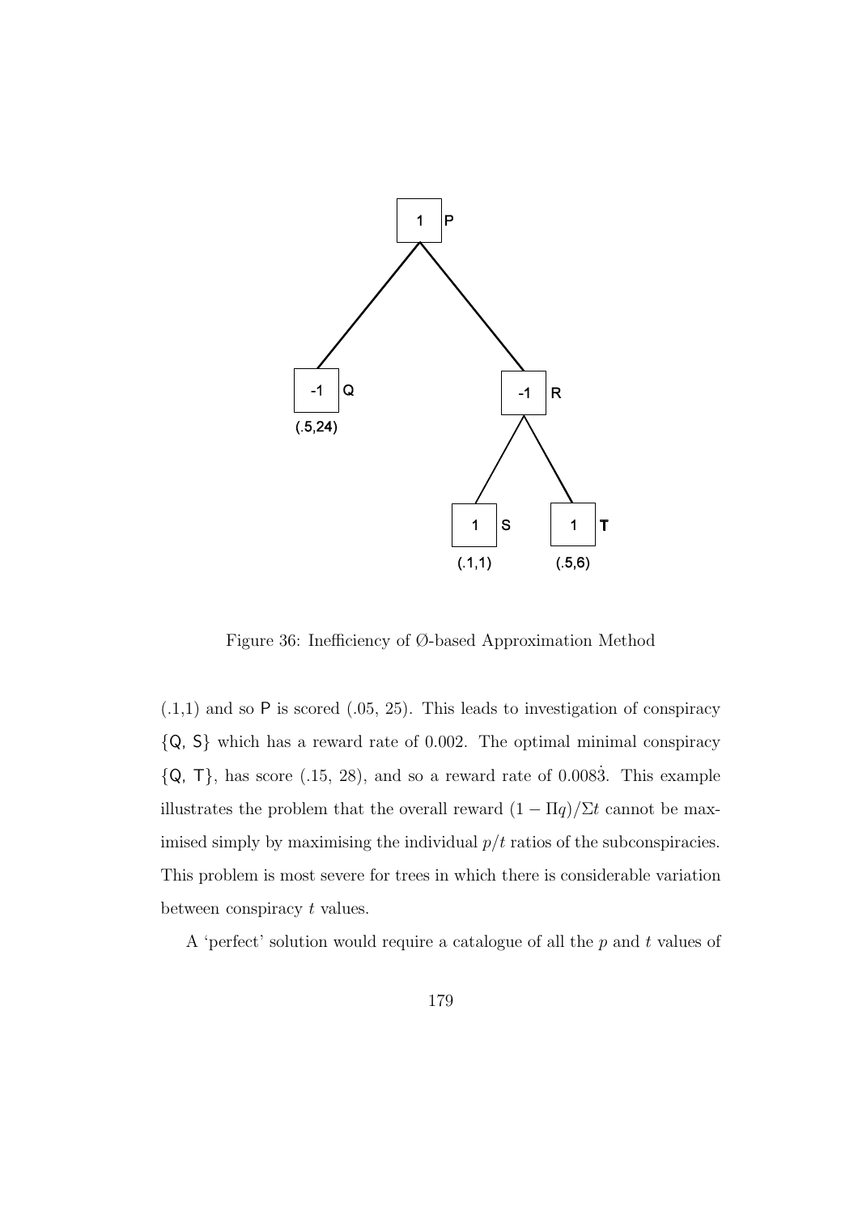Figure 36: Inefficiency of Ø-based Approximation Method

(.1,1) and so P is scored (.05, 25). This leads to investigation of conspiracy {Q, S} which has a reward rate of 0.002. The optimal minimal conspiracy {Q, T}, has score (.15, 28), and so a reward rate of $0.008\dot{3}$. This example illustrates the problem that the overall reward $(1 - \Pi q)/\Sigma t$ cannot be maximised simply by maximising the individual $p/t$ ratios of the subconspiracies. This problem is most severe for trees in which there is considerable variation between conspiracy $t$ values.

A 'perfect' solution would require a catalogue of all the $p$ and $t$ values of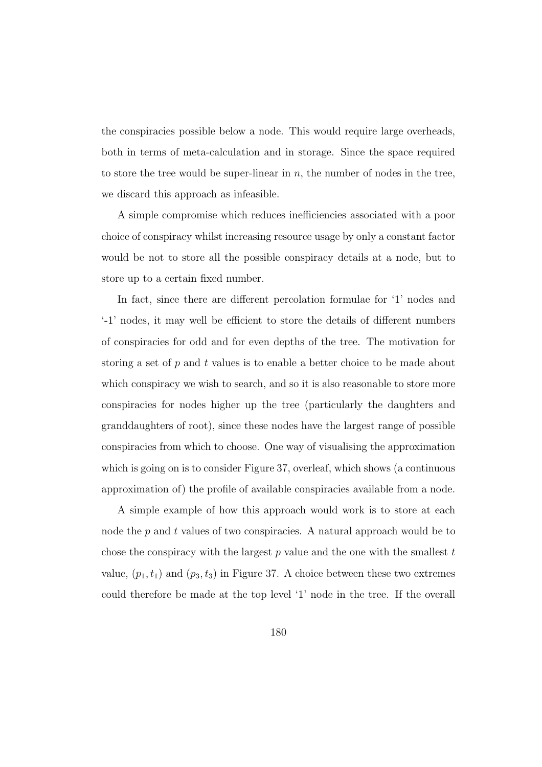the conspiracies possible below a node. This would require large overheads, both in terms of meta-calculation and in storage. Since the space required to store the tree would be super-linear in $n$, the number of nodes in the tree, we discard this approach as infeasible.

A simple compromise which reduces inefficiencies associated with a poor choice of conspiracy whilst increasing resource usage by only a constant factor would be not to store all the possible conspiracy details at a node, but to store up to a certain fixed number.

In fact, since there are different percolation formulae for '1' nodes and '-1' nodes, it may well be efficient to store the details of different numbers of conspiracies for odd and for even depths of the tree. The motivation for storing a set of $p$ and $t$ values is to enable a better choice to be made about which conspiracy we wish to search, and so it is also reasonable to store more conspiracies for nodes higher up the tree (particularly the daughters and granddaughters of root), since these nodes have the largest range of possible conspiracies from which to choose. One way of visualising the approximation which is going on is to consider Figure 37, overleaf, which shows (a continuous approximation of) the profile of available conspiracies available from a node.

A simple example of how this approach would work is to store at each node the $p$ and $t$ values of two conspiracies. A natural approach would be to chose the conspiracy with the largest $p$ value and the one with the smallest $t$ value, $(p_1, t_1)$ and $(p_3, t_3)$ in Figure 37. A choice between these two extremes could therefore be made at the top level '1' node in the tree. If the overall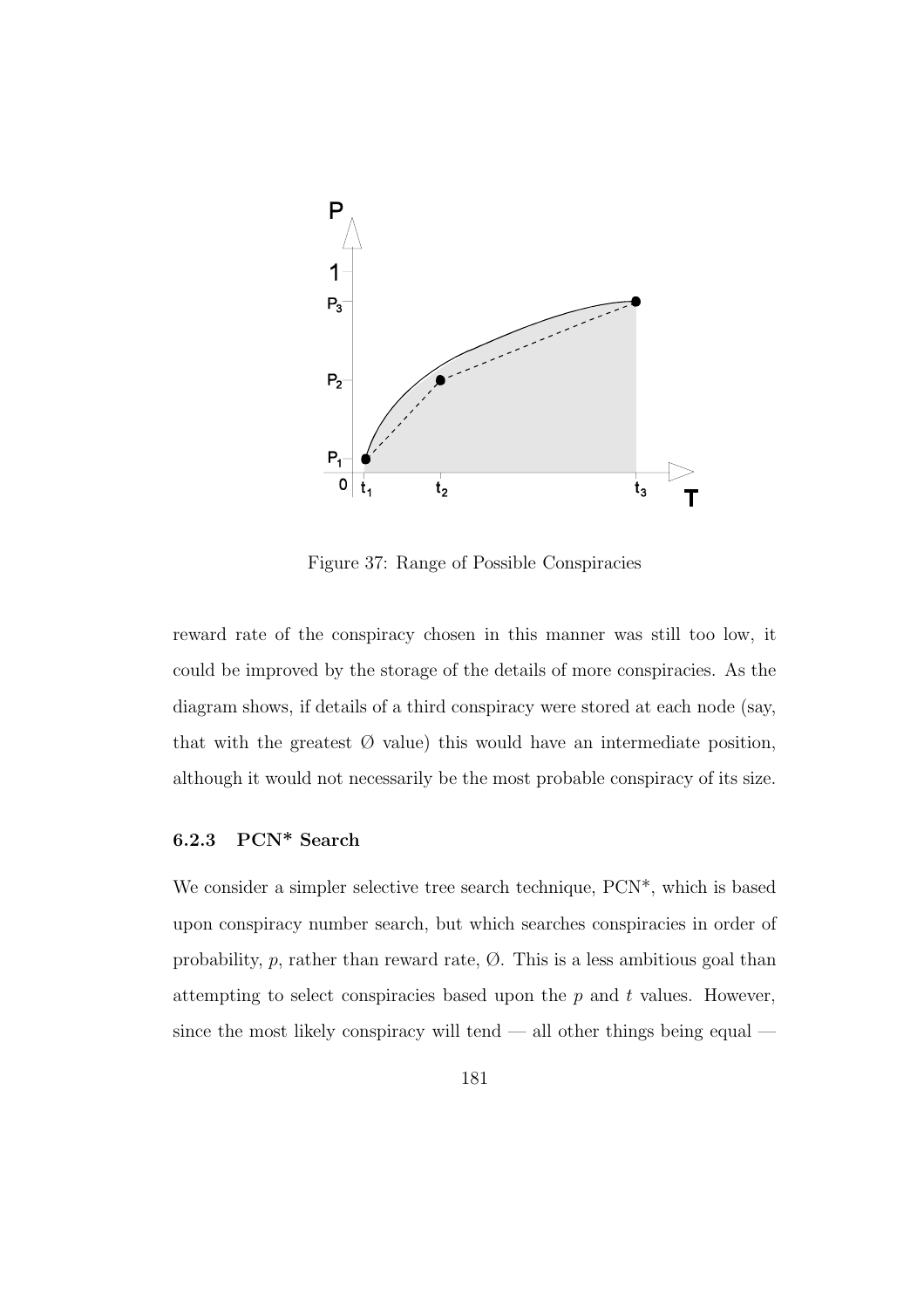Figure 37: Range of Possible Conspiracies

reward rate of the conspiracy chosen in this manner was still too low, it could be improved by the storage of the details of more conspiracies. As the diagram shows, if details of a third conspiracy were stored at each node (say, that with the greatest Ø value) this would have an intermediate position, although it would not necessarily be the most probable conspiracy of its size.

### 6.2.3 PCN* Search

We consider a simpler selective tree search technique, PCN*, which is based upon conspiracy number search, but which searches conspiracies in order of probability, $p$, rather than reward rate, Ø. This is a less ambitious goal than attempting to select conspiracies based upon the $p$ and $t$ values. However, since the most likely conspiracy will tend — all other things being equal —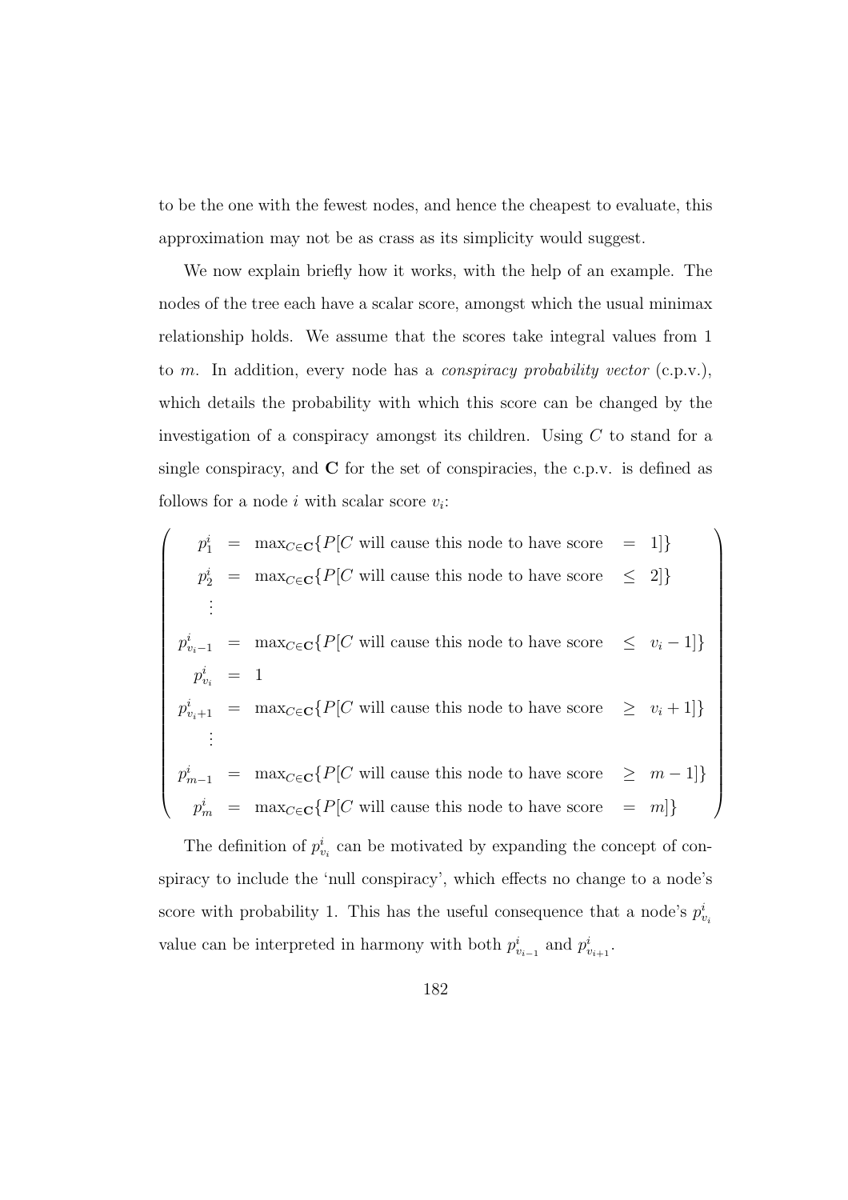to be the one with the fewest nodes, and hence the cheapest to evaluate, this approximation may not be as crass as its simplicity would suggest.

We now explain briefly how it works, with the help of an example. The nodes of the tree each have a scalar score, amongst which the usual minimax relationship holds. We assume that the scores take integral values from 1 to $m$. In addition, every node has a *conspiracy probability vector* (c.p.v.), which details the probability with which this score can be changed by the investigation of a conspiracy amongst its children. Using $C$ to stand for a single conspiracy, and $\mathbf{C}$ for the set of conspiracies, the c.p.v. is defined as follows for a node $i$ with scalar score $v_i$:

$$
\left(
\begin{array}{rcllcl}
p_1^i & = & \max_{C \in \mathbf{C}}\{P[C \text{ will cause this node to have score} & = & 1]\} \\
p_2^i & = & \max_{C \in \mathbf{C}}\{P[C \text{ will cause this node to have score} & \leq & 2]\} \\
\vdots & & & & \\
p_{v_i-1}^i & = & \max_{C \in \mathbf{C}}\{P[C \text{ will cause this node to have score} & \leq & v_i - 1]\} \\
p_{v_i}^i & = & 1 & & \\
p_{v_i+1}^i & = & \max_{C \in \mathbf{C}}\{P[C \text{ will cause this node to have score} & \geq & v_i + 1]\} \\
\vdots & & & & \\
p_{m-1}^i & = & \max_{C \in \mathbf{C}}\{P[C \text{ will cause this node to have score} & \geq & m - 1]\} \\
p_m^i & = & \max_{C \in \mathbf{C}}\{P[C \text{ will cause this node to have score} & = & m]\}
\end{array}
\right)
$$

The definition of $p_{v_i}^i$ can be motivated by expanding the concept of conspiracy to include the 'null conspiracy', which effects no change to a node's score with probability 1. This has the useful consequence that a node's $p_{v_i}^i$ value can be interpreted in harmony with both $p_{v_{i-1}}^i$ and $p_{v_{i+1}}^i$.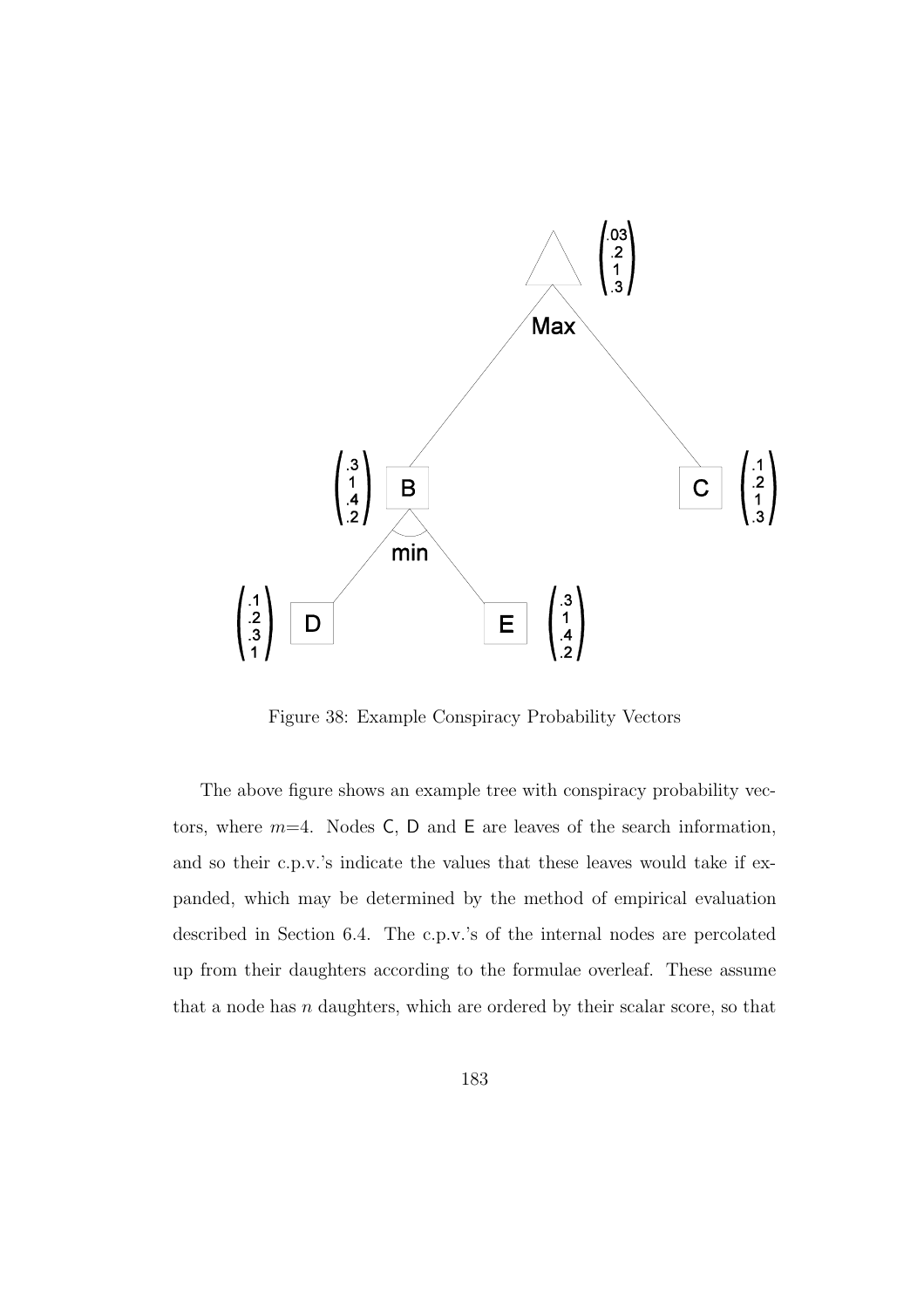Figure 38: Example Conspiracy Probability Vectors

The above figure shows an example tree with conspiracy probability vectors, where $m$=4. Nodes C, D and E are leaves of the search information, and so their c.p.v.'s indicate the values that these leaves would take if expanded, which may be determined by the method of empirical evaluation described in Section 6.4. The c.p.v.'s of the internal nodes are percolated up from their daughters according to the formulae overleaf. These assume that a node has $n$ daughters, which are ordered by their scalar score, so that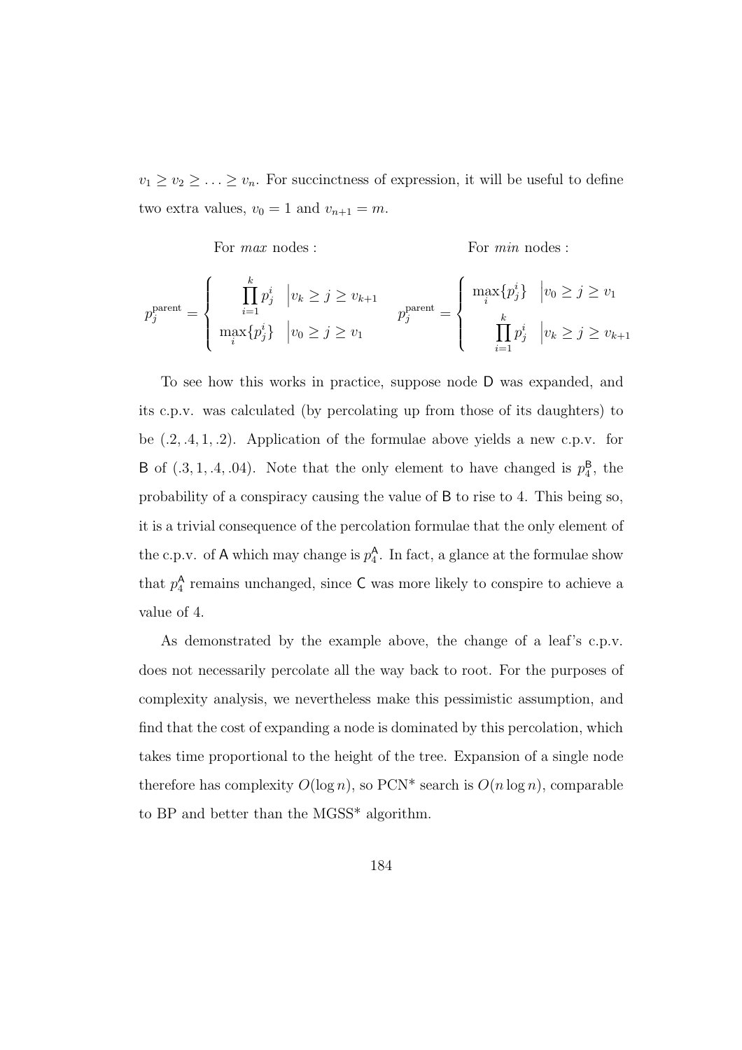$v_1 \geq v_2 \geq \ldots \geq v_n$. For succinctness of expression, it will be useful to define two extra values, $v_0 = 1$ and $v_{n+1} = m$.

For *max* nodes :

$$p_j^{\text{parent}} = \begin{cases} \prod_{i=1}^{k} p_j^i & \Big| v_k \geq j \geq v_{k+1} \\ \max_i \{p_j^i\} & \Big| v_0 \geq j \geq v_1 \end{cases}$$

For *min* nodes :

$$p_j^{\text{parent}} = \begin{cases} \max_i \{p_j^i\} & \Big| v_0 \geq j \geq v_1 \\ \prod_{i=1}^{k} p_j^i & \Big| v_k \geq j \geq v_{k+1} \end{cases}$$

To see how this works in practice, suppose node D was expanded, and its c.p.v. was calculated (by percolating up from those of its daughters) to be $(.2, .4, 1, .2)$. Application of the formulae above yields a new c.p.v. for B of $(.3, 1, .4, .04)$. Note that the only element to have changed is $p_4^{\mathsf{B}}$, the probability of a conspiracy causing the value of B to rise to 4. This being so, it is a trivial consequence of the percolation formulae that the only element of the c.p.v. of A which may change is $p_4^{\mathsf{A}}$. In fact, a glance at the formulae show that $p_4^{\mathsf{A}}$ remains unchanged, since C was more likely to conspire to achieve a value of 4.

As demonstrated by the example above, the change of a leaf's c.p.v. does not necessarily percolate all the way back to root. For the purposes of complexity analysis, we nevertheless make this pessimistic assumption, and find that the cost of expanding a node is dominated by this percolation, which takes time proportional to the height of the tree. Expansion of a single node therefore has complexity $O(\log n)$, so PCN* search is $O(n \log n)$, comparable to BP and better than the MGSS* algorithm.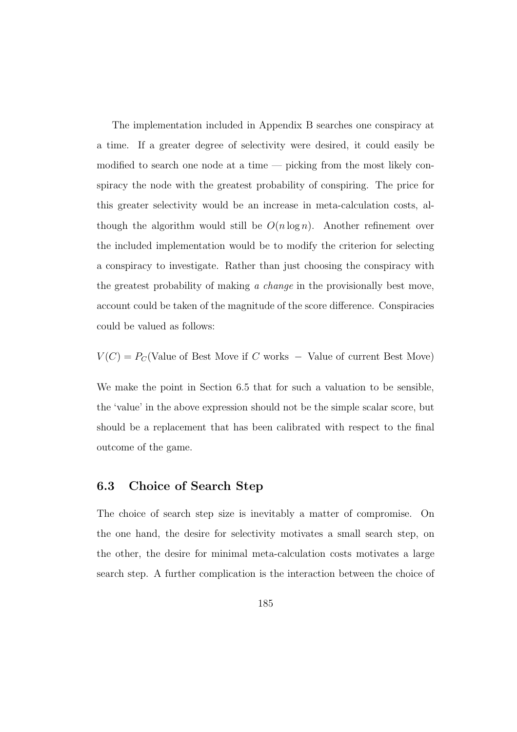The implementation included in Appendix B searches one conspiracy at a time. If a greater degree of selectivity were desired, it could easily be modified to search one node at a time — picking from the most likely conspiracy the node with the greatest probability of conspiring. The price for this greater selectivity would be an increase in meta-calculation costs, although the algorithm would still be $O(n \log n)$. Another refinement over the included implementation would be to modify the criterion for selecting a conspiracy to investigate. Rather than just choosing the conspiracy with the greatest probability of making *a change* in the provisionally best move, account could be taken of the magnitude of the score difference. Conspiracies could be valued as follows:

$$V(C) = P_C(\text{Value of Best Move if } C \text{ works } - \text{ Value of current Best Move})$$

We make the point in Section 6.5 that for such a valuation to be sensible, the 'value' in the above expression should not be the simple scalar score, but should be a replacement that has been calibrated with respect to the final outcome of the game.

## 6.3 Choice of Search Step

The choice of search step size is inevitably a matter of compromise. On the one hand, the desire for selectivity motivates a small search step, on the other, the desire for minimal meta-calculation costs motivates a large search step. A further complication is the interaction between the choice of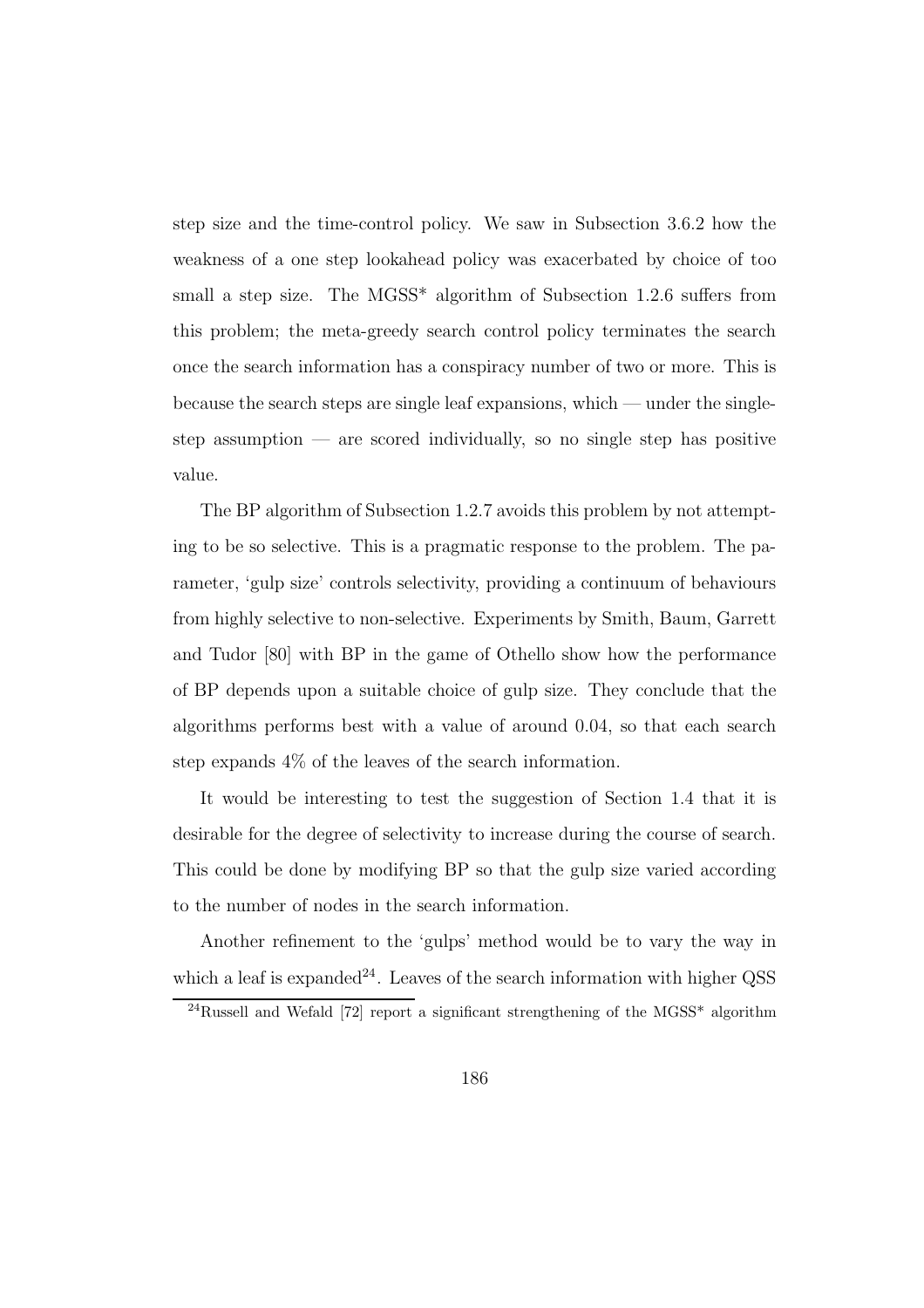step size and the time-control policy. We saw in Subsection 3.6.2 how the weakness of a one step lookahead policy was exacerbated by choice of too small a step size. The MGSS* algorithm of Subsection 1.2.6 suffers from this problem; the meta-greedy search control policy terminates the search once the search information has a conspiracy number of two or more. This is because the search steps are single leaf expansions, which — under the single-step assumption — are scored individually, so no single step has positive value.

The BP algorithm of Subsection 1.2.7 avoids this problem by not attempting to be so selective. This is a pragmatic response to the problem. The parameter, 'gulp size' controls selectivity, providing a continuum of behaviours from highly selective to non-selective. Experiments by Smith, Baum, Garrett and Tudor [80] with BP in the game of Othello show how the performance of BP depends upon a suitable choice of gulp size. They conclude that the algorithms performs best with a value of around 0.04, so that each search step expands 4% of the leaves of the search information.

It would be interesting to test the suggestion of Section 1.4 that it is desirable for the degree of selectivity to increase during the course of search. This could be done by modifying BP so that the gulp size varied according to the number of nodes in the search information.

Another refinement to the 'gulps' method would be to vary the way in which a leaf is expanded[24]. Leaves of the search information with higher QSS

[24] Russell and Wefald [72] report a significant strengthening of the MGSS* algorithm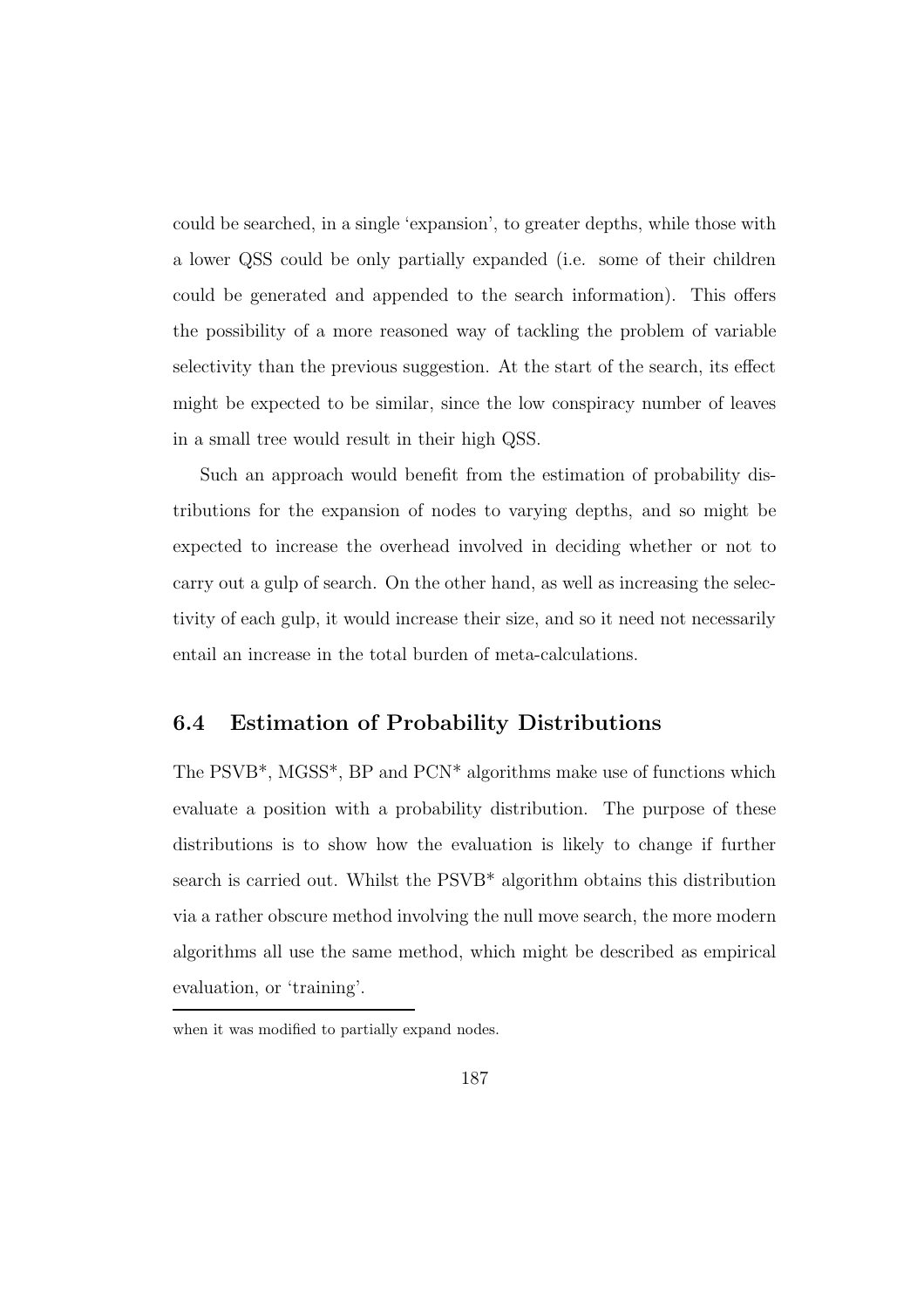could be searched, in a single 'expansion', to greater depths, while those with a lower QSS could be only partially expanded (i.e. some of their children could be generated and appended to the search information). This offers the possibility of a more reasoned way of tackling the problem of variable selectivity than the previous suggestion. At the start of the search, its effect might be expected to be similar, since the low conspiracy number of leaves in a small tree would result in their high QSS.

Such an approach would benefit from the estimation of probability distributions for the expansion of nodes to varying depths, and so might be expected to increase the overhead involved in deciding whether or not to carry out a gulp of search. On the other hand, as well as increasing the selectivity of each gulp, it would increase their size, and so it need not necessarily entail an increase in the total burden of meta-calculations.

## 6.4 Estimation of Probability Distributions

The PSVB*, MGSS*, BP and PCN* algorithms make use of functions which evaluate a position with a probability distribution. The purpose of these distributions is to show how the evaluation is likely to change if further search is carried out. Whilst the PSVB* algorithm obtains this distribution via a rather obscure method involving the null move search, the more modern algorithms all use the same method, which might be described as empirical evaluation, or 'training'.

---

when it was modified to partially expand nodes.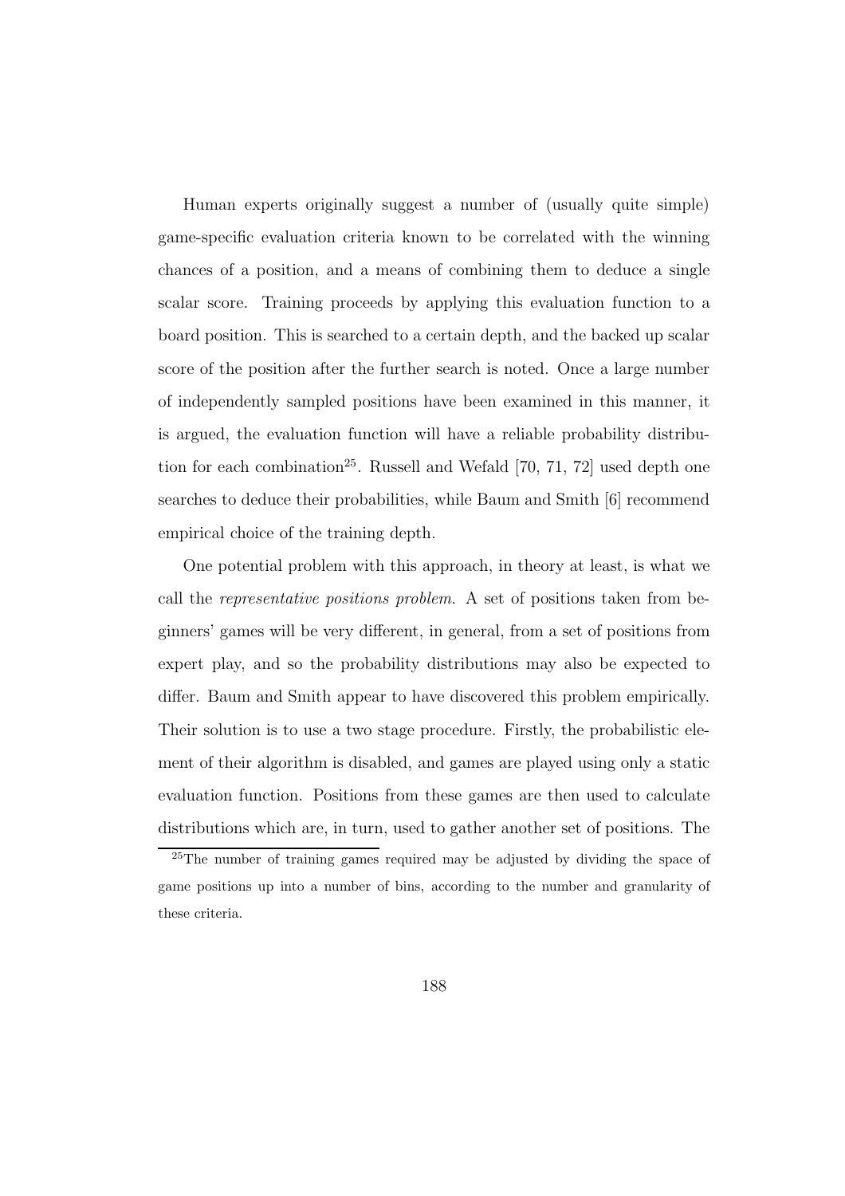Human experts originally suggest a number of (usually quite simple) game-specific evaluation criteria known to be correlated with the winning chances of a position, and a means of combining them to deduce a single scalar score. Training proceeds by applying this evaluation function to a board position. This is searched to a certain depth, and the backed up scalar score of the position after the further search is noted. Once a large number of independently sampled positions have been examined in this manner, it is argued, the evaluation function will have a reliable probability distribution for each combination[25]. Russell and Wefald [70, 71, 72] used depth one searches to deduce their probabilities, while Baum and Smith [6] recommend empirical choice of the training depth.

One potential problem with this approach, in theory at least, is what we call the *representative positions problem.* A set of positions taken from beginners' games will be very different, in general, from a set of positions from expert play, and so the probability distributions may also be expected to differ. Baum and Smith appear to have discovered this problem empirically. Their solution is to use a two stage procedure. Firstly, the probabilistic element of their algorithm is disabled, and games are played using only a static evaluation function. Positions from these games are then used to calculate distributions which are, in turn, used to gather another set of positions. The

[25] The number of training games required may be adjusted by dividing the space of game positions up into a number of bins, according to the number and granularity of these criteria.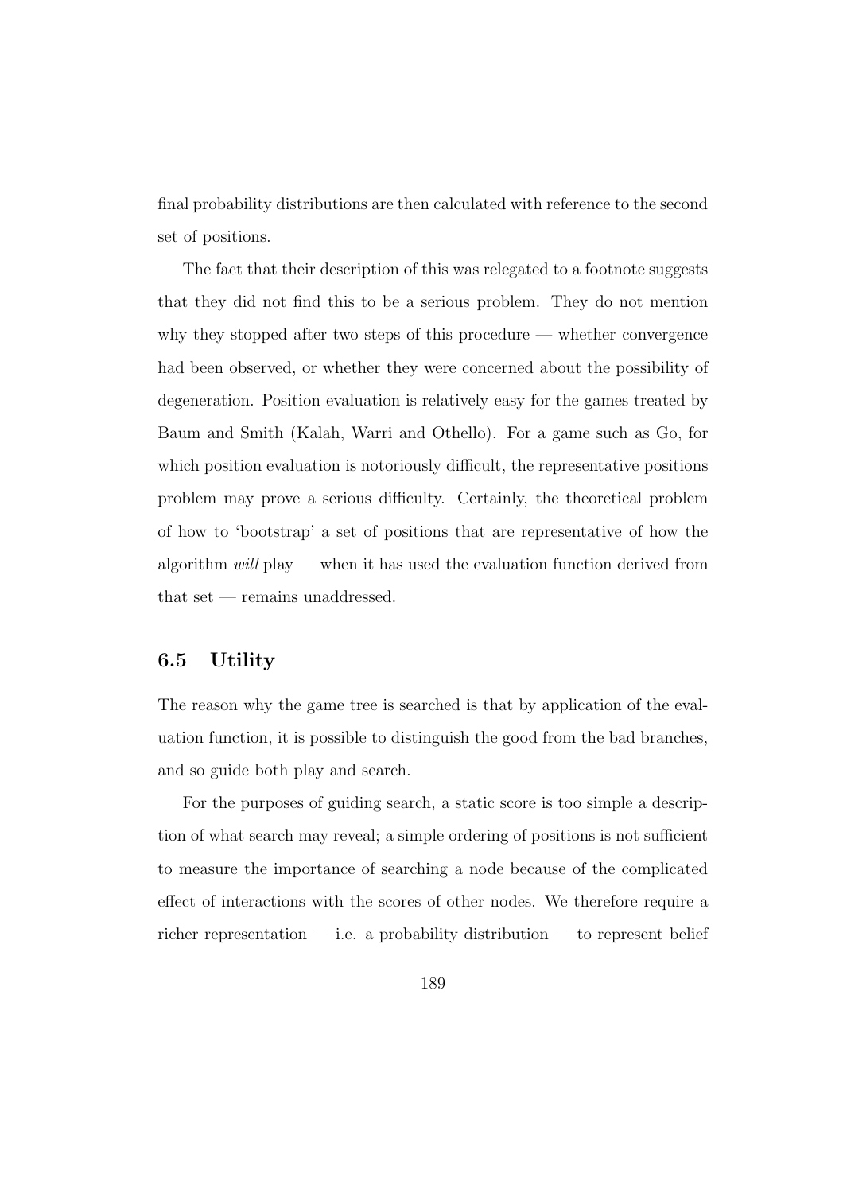final probability distributions are then calculated with reference to the second set of positions.

The fact that their description of this was relegated to a footnote suggests that they did not find this to be a serious problem. They do not mention why they stopped after two steps of this procedure — whether convergence had been observed, or whether they were concerned about the possibility of degeneration. Position evaluation is relatively easy for the games treated by Baum and Smith (Kalah, Warri and Othello). For a game such as Go, for which position evaluation is notoriously difficult, the representative positions problem may prove a serious difficulty. Certainly, the theoretical problem of how to 'bootstrap' a set of positions that are representative of how the algorithm *will* play — when it has used the evaluation function derived from that set — remains unaddressed.

## 6.5 Utility

The reason why the game tree is searched is that by application of the evaluation function, it is possible to distinguish the good from the bad branches, and so guide both play and search.

For the purposes of guiding search, a static score is too simple a description of what search may reveal; a simple ordering of positions is not sufficient to measure the importance of searching a node because of the complicated effect of interactions with the scores of other nodes. We therefore require a richer representation — i.e. a probability distribution — to represent belief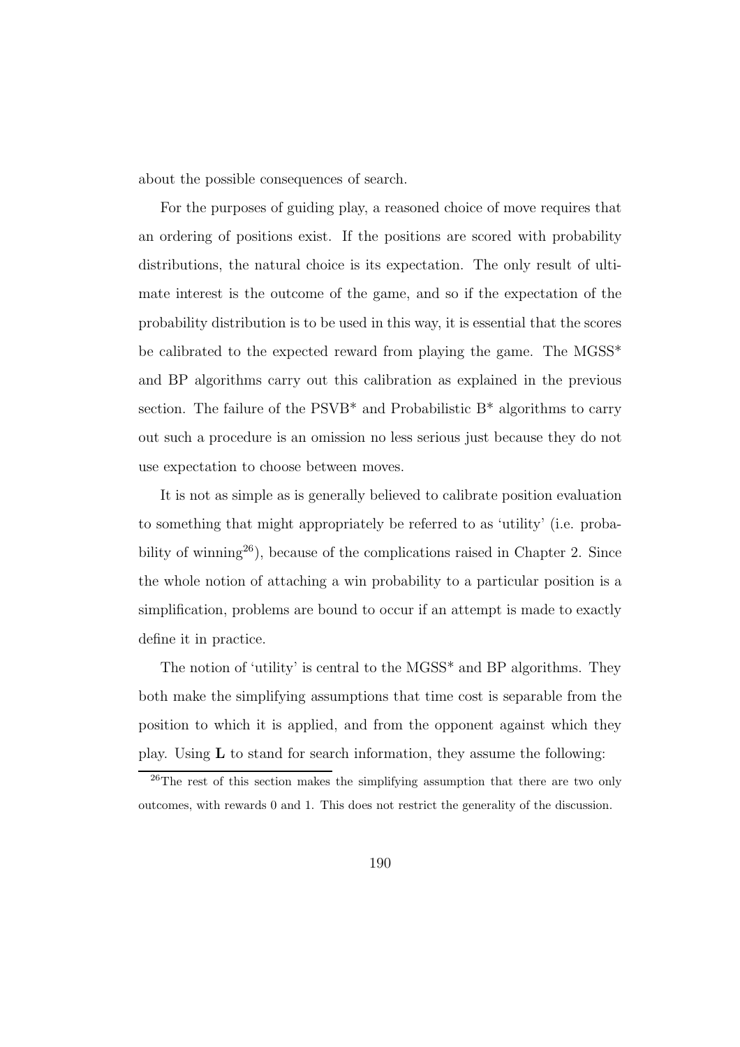about the possible consequences of search.

For the purposes of guiding play, a reasoned choice of move requires that an ordering of positions exist. If the positions are scored with probability distributions, the natural choice is its expectation. The only result of ultimate interest is the outcome of the game, and so if the expectation of the probability distribution is to be used in this way, it is essential that the scores be calibrated to the expected reward from playing the game. The MGSS* and BP algorithms carry out this calibration as explained in the previous section. The failure of the PSVB* and Probabilistic B* algorithms to carry out such a procedure is an omission no less serious just because they do not use expectation to choose between moves.

It is not as simple as is generally believed to calibrate position evaluation to something that might appropriately be referred to as 'utility' (i.e. probability of winning[26]), because of the complications raised in Chapter 2. Since the whole notion of attaching a win probability to a particular position is a simplification, problems are bound to occur if an attempt is made to exactly define it in practice.

The notion of 'utility' is central to the MGSS* and BP algorithms. They both make the simplifying assumptions that time cost is separable from the position to which it is applied, and from the opponent against which they play. Using $\mathbf{L}$ to stand for search information, they assume the following:

[26]The rest of this section makes the simplifying assumption that there are two only outcomes, with rewards 0 and 1. This does not restrict the generality of the discussion.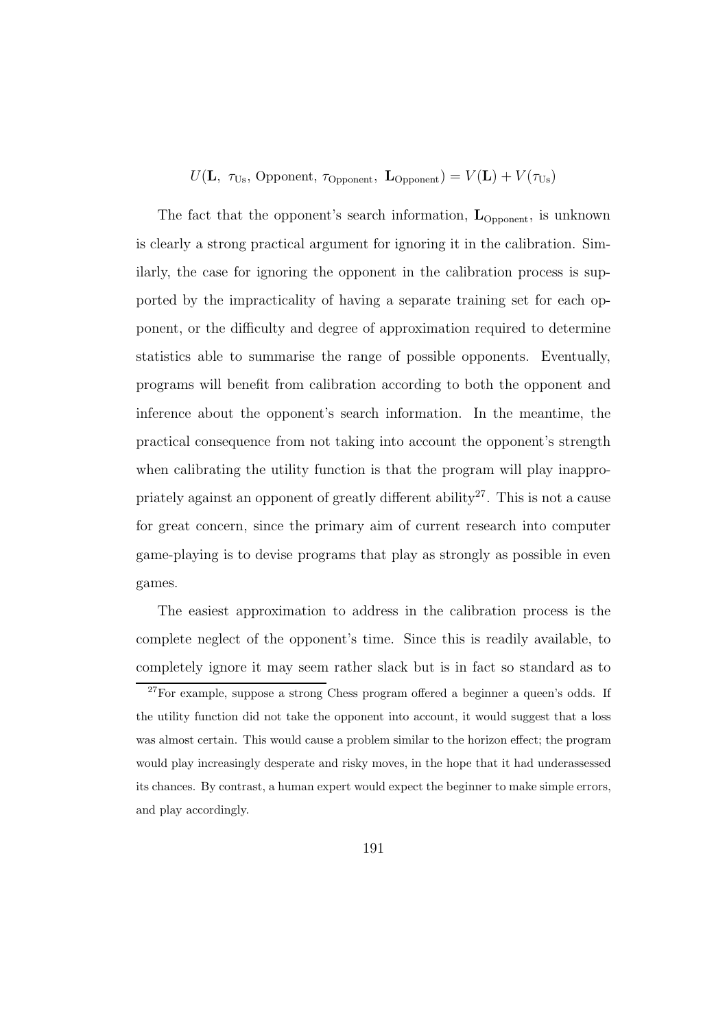$$U(\mathbf{L},\ \tau_{\text{Us}},\ \text{Opponent},\ \tau_{\text{Opponent}},\ \mathbf{L}_{\text{Opponent}}) = V(\mathbf{L}) + V(\tau_{\text{Us}})$$

The fact that the opponent's search information, $\mathbf{L}_{\text{Opponent}}$, is unknown is clearly a strong practical argument for ignoring it in the calibration. Similarly, the case for ignoring the opponent in the calibration process is supported by the impracticality of having a separate training set for each opponent, or the difficulty and degree of approximation required to determine statistics able to summarise the range of possible opponents. Eventually, programs will benefit from calibration according to both the opponent and inference about the opponent's search information. In the meantime, the practical consequence from not taking into account the opponent's strength when calibrating the utility function is that the program will play inappropriately against an opponent of greatly different ability[27]. This is not a cause for great concern, since the primary aim of current research into computer game-playing is to devise programs that play as strongly as possible in even games.

The easiest approximation to address in the calibration process is the complete neglect of the opponent's time. Since this is readily available, to completely ignore it may seem rather slack but is in fact so standard as to

[27] For example, suppose a strong Chess program offered a beginner a queen's odds. If the utility function did not take the opponent into account, it would suggest that a loss was almost certain. This would cause a problem similar to the horizon effect; the program would play increasingly desperate and risky moves, in the hope that it had underassessed its chances. By contrast, a human expert would expect the beginner to make simple errors, and play accordingly.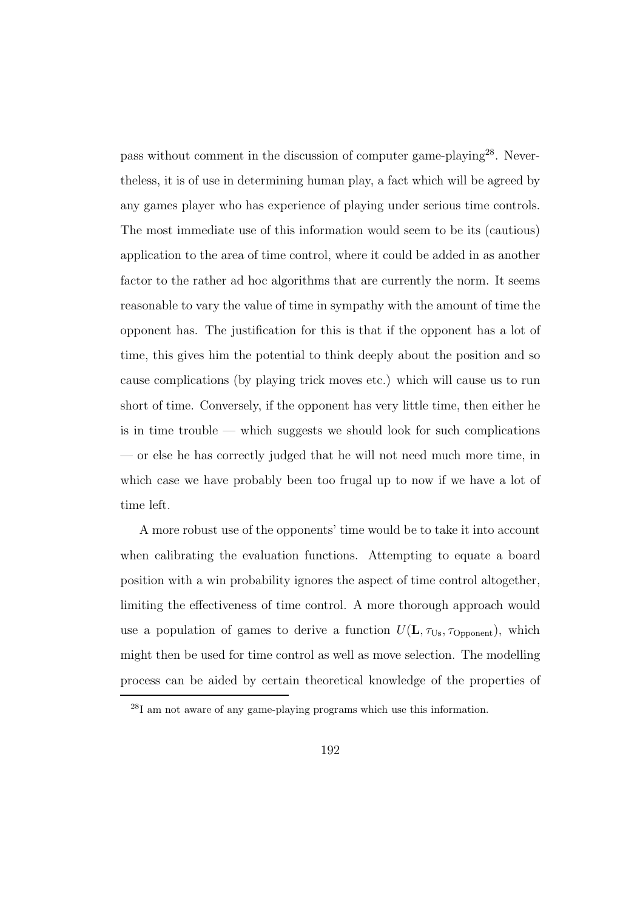pass without comment in the discussion of computer game-playing[28]. Nevertheless, it is of use in determining human play, a fact which will be agreed by any games player who has experience of playing under serious time controls. The most immediate use of this information would seem to be its (cautious) application to the area of time control, where it could be added in as another factor to the rather ad hoc algorithms that are currently the norm. It seems reasonable to vary the value of time in sympathy with the amount of time the opponent has. The justification for this is that if the opponent has a lot of time, this gives him the potential to think deeply about the position and so cause complications (by playing trick moves etc.) which will cause us to run short of time. Conversely, if the opponent has very little time, then either he is in time trouble — which suggests we should look for such complications — or else he has correctly judged that he will not need much more time, in which case we have probably been too frugal up to now if we have a lot of time left.

A more robust use of the opponents' time would be to take it into account when calibrating the evaluation functions. Attempting to equate a board position with a win probability ignores the aspect of time control altogether, limiting the effectiveness of time control. A more thorough approach would use a population of games to derive a function $U(\mathbf{L}, \tau_{\text{Us}}, \tau_{\text{Opponent}})$, which might then be used for time control as well as move selection. The modelling process can be aided by certain theoretical knowledge of the properties of

[28] I am not aware of any game-playing programs which use this information.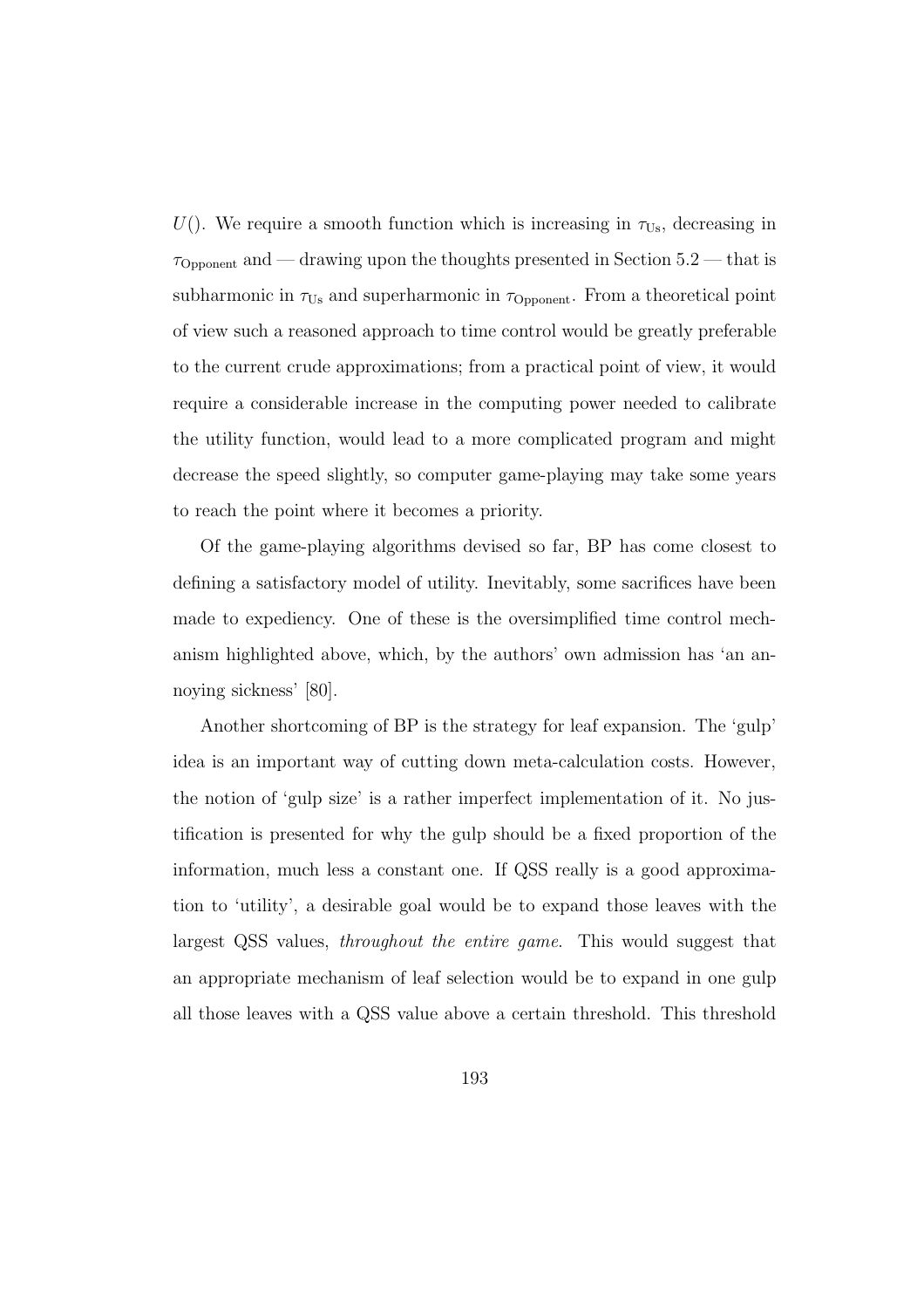$U()$. We require a smooth function which is increasing in $\tau_{\text{Us}}$, decreasing in $\tau_{\text{Opponent}}$ and — drawing upon the thoughts presented in Section 5.2 — that is subharmonic in $\tau_{\text{Us}}$ and superharmonic in $\tau_{\text{Opponent}}$. From a theoretical point of view such a reasoned approach to time control would be greatly preferable to the current crude approximations; from a practical point of view, it would require a considerable increase in the computing power needed to calibrate the utility function, would lead to a more complicated program and might decrease the speed slightly, so computer game-playing may take some years to reach the point where it becomes a priority.

Of the game-playing algorithms devised so far, BP has come closest to defining a satisfactory model of utility. Inevitably, some sacrifices have been made to expediency. One of these is the oversimplified time control mechanism highlighted above, which, by the authors' own admission has 'an annoying sickness' [80].

Another shortcoming of BP is the strategy for leaf expansion. The 'gulp' idea is an important way of cutting down meta-calculation costs. However, the notion of 'gulp size' is a rather imperfect implementation of it. No justification is presented for why the gulp should be a fixed proportion of the information, much less a constant one. If QSS really is a good approximation to 'utility', a desirable goal would be to expand those leaves with the largest QSS values, *throughout the entire game*. This would suggest that an appropriate mechanism of leaf selection would be to expand in one gulp all those leaves with a QSS value above a certain threshold. This threshold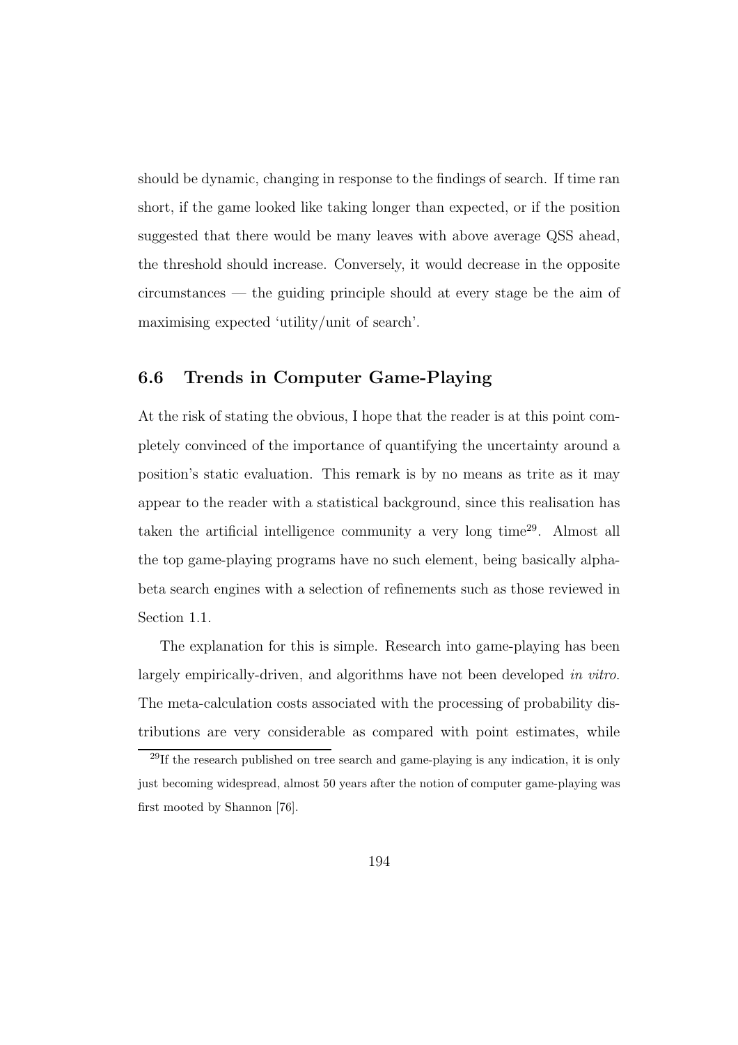should be dynamic, changing in response to the findings of search. If time ran short, if the game looked like taking longer than expected, or if the position suggested that there would be many leaves with above average QSS ahead, the threshold should increase. Conversely, it would decrease in the opposite circumstances — the guiding principle should at every stage be the aim of maximising expected 'utility/unit of search'.

## 6.6 Trends in Computer Game-Playing

At the risk of stating the obvious, I hope that the reader is at this point completely convinced of the importance of quantifying the uncertainty around a position's static evaluation. This remark is by no means as trite as it may appear to the reader with a statistical background, since this realisation has taken the artificial intelligence community a very long time[29]. Almost all the top game-playing programs have no such element, being basically alpha-beta search engines with a selection of refinements such as those reviewed in Section 1.1.

The explanation for this is simple. Research into game-playing has been largely empirically-driven, and algorithms have not been developed *in vitro*. The meta-calculation costs associated with the processing of probability distributions are very considerable as compared with point estimates, while

[29] If the research published on tree search and game-playing is any indication, it is only just becoming widespread, almost 50 years after the notion of computer game-playing was first mooted by Shannon [76].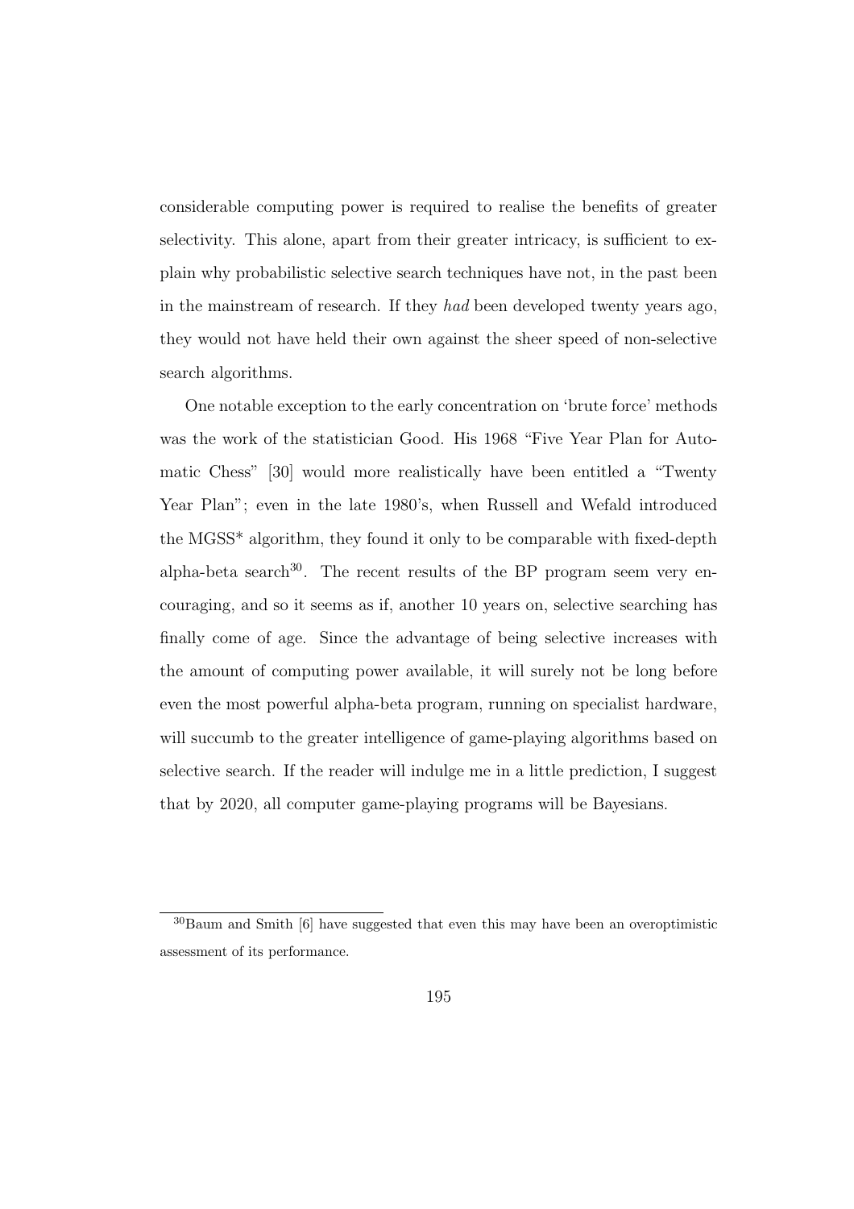considerable computing power is required to realise the benefits of greater selectivity. This alone, apart from their greater intricacy, is sufficient to explain why probabilistic selective search techniques have not, in the past been in the mainstream of research. If they *had* been developed twenty years ago, they would not have held their own against the sheer speed of non-selective search algorithms.

One notable exception to the early concentration on 'brute force' methods was the work of the statistician Good. His 1968 "Five Year Plan for Automatic Chess" [30] would more realistically have been entitled a "Twenty Year Plan"; even in the late 1980's, when Russell and Wefald introduced the MGSS* algorithm, they found it only to be comparable with fixed-depth alpha-beta search[30]. The recent results of the BP program seem very encouraging, and so it seems as if, another 10 years on, selective searching has finally come of age. Since the advantage of being selective increases with the amount of computing power available, it will surely not be long before even the most powerful alpha-beta program, running on specialist hardware, will succumb to the greater intelligence of game-playing algorithms based on selective search. If the reader will indulge me in a little prediction, I suggest that by 2020, all computer game-playing programs will be Bayesians.

---

[30] Baum and Smith [6] have suggested that even this may have been an overoptimistic assessment of its performance.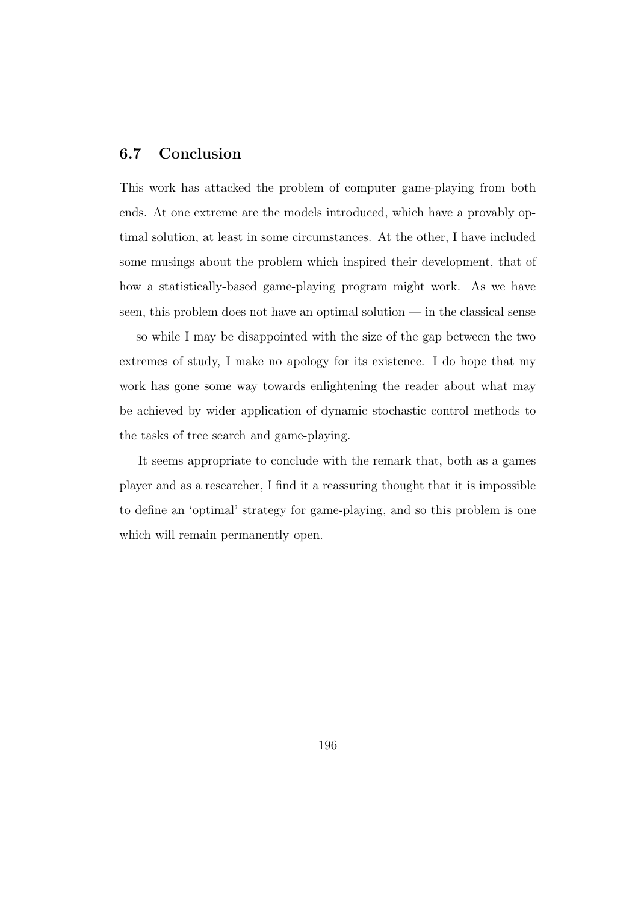## 6.7 Conclusion

This work has attacked the problem of computer game-playing from both ends. At one extreme are the models introduced, which have a provably optimal solution, at least in some circumstances. At the other, I have included some musings about the problem which inspired their development, that of how a statistically-based game-playing program might work. As we have seen, this problem does not have an optimal solution — in the classical sense — so while I may be disappointed with the size of the gap between the two extremes of study, I make no apology for its existence. I do hope that my work has gone some way towards enlightening the reader about what may be achieved by wider application of dynamic stochastic control methods to the tasks of tree search and game-playing.

It seems appropriate to conclude with the remark that, both as a games player and as a researcher, I find it a reassuring thought that it is impossible to define an 'optimal' strategy for game-playing, and so this problem is one which will remain permanently open.